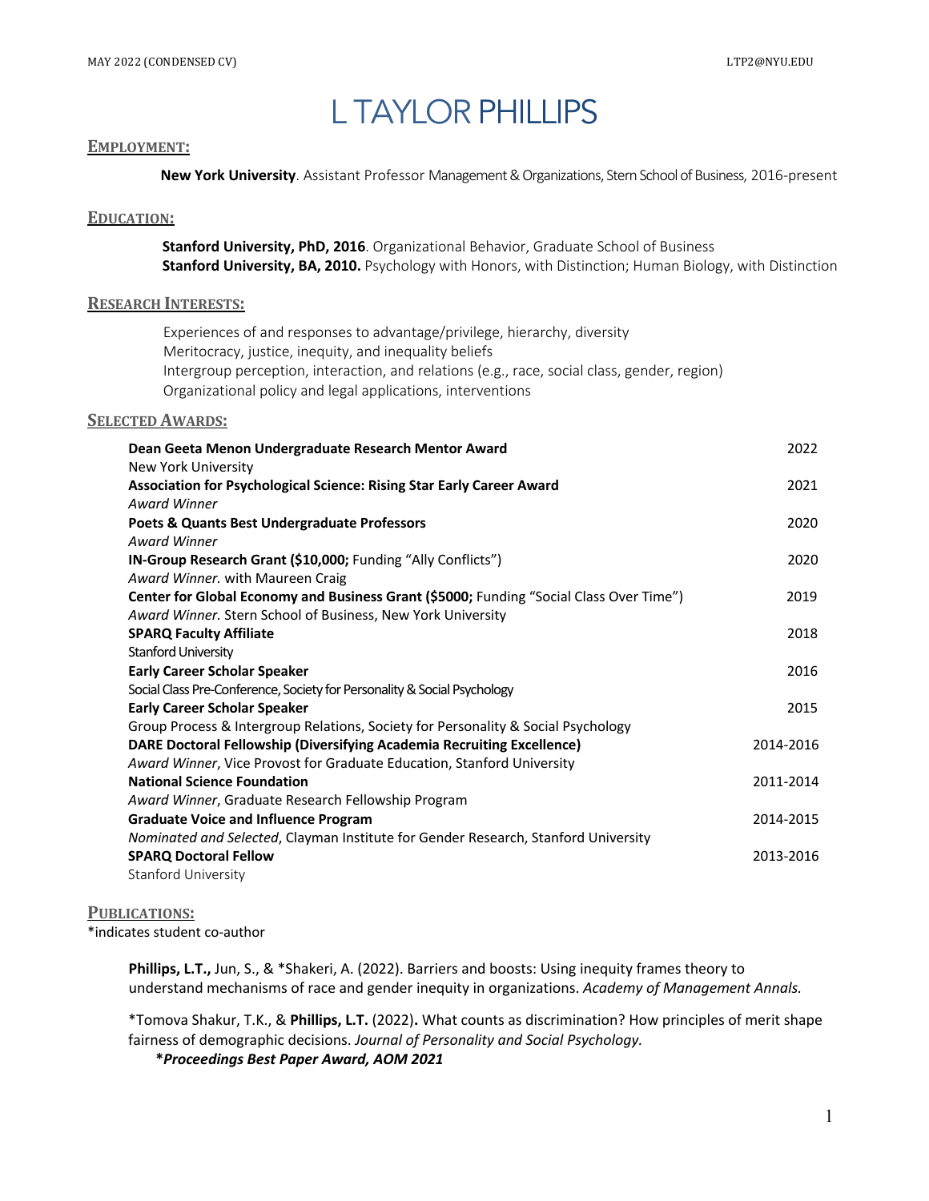# L TAYLOR PHILLIPS

MAY 2022 (CONDENSED CV) LTP2@NYU.EDU

## EMPLOYMENT:

**New York University**. Assistant Professor Management & Organizations, Stern School of Business, 2016-present

## EDUCATION:

**Stanford University, PhD, 2016**. Organizational Behavior, Graduate School of Business
**Stanford University, BA, 2010.** Psychology with Honors, with Distinction; Human Biology, with Distinction

## RESEARCH INTERESTS:

Experiences of and responses to advantage/privilege, hierarchy, diversity
Meritocracy, justice, inequity, and inequality beliefs
Intergroup perception, interaction, and relations (e.g., race, social class, gender, region)
Organizational policy and legal applications, interventions

## SELECTED AWARDS:

| | |
|---|---|
| **Dean Geeta Menon Undergraduate Research Mentor Award**<br>New York University | 2022 |
| **Association for Psychological Science: Rising Star Early Career Award**<br>*Award Winner* | 2021 |
| **Poets & Quants Best Undergraduate Professors**<br>*Award Winner* | 2020 |
| **IN-Group Research Grant ($10,000;** Funding "Ally Conflicts")<br>*Award Winner.* with Maureen Craig | 2020 |
| **Center for Global Economy and Business Grant ($5000;** Funding "Social Class Over Time")<br>*Award Winner.* Stern School of Business, New York University | 2019 |
| **SPARQ Faculty Affiliate**<br>Stanford University | 2018 |
| **Early Career Scholar Speaker**<br>Social Class Pre-Conference, Society for Personality & Social Psychology | 2016 |
| **Early Career Scholar Speaker**<br>Group Process & Intergroup Relations, Society for Personality & Social Psychology | 2015 |
| **DARE Doctoral Fellowship (Diversifying Academia Recruiting Excellence)**<br>*Award Winner*, Vice Provost for Graduate Education, Stanford University | 2014-2016 |
| **National Science Foundation**<br>*Award Winner*, Graduate Research Fellowship Program | 2011-2014 |
| **Graduate Voice and Influence Program**<br>*Nominated and Selected*, Clayman Institute for Gender Research, Stanford University | 2014-2015 |
| **SPARQ Doctoral Fellow**<br>Stanford University | 2013-2016 |

## PUBLICATIONS:

*indicates student co-author

**Phillips, L.T.,** Jun, S., & *Shakeri, A. (2022). Barriers and boosts: Using inequity frames theory to understand mechanisms of race and gender inequity in organizations. *Academy of Management Annals.*

*Tomova Shakur, T.K., & **Phillips, L.T.** (2022)**.** What counts as discrimination? How principles of merit shape fairness of demographic decisions. *Journal of Personality and Social Psychology.*
**\****Proceedings Best Paper Award, AOM 2021***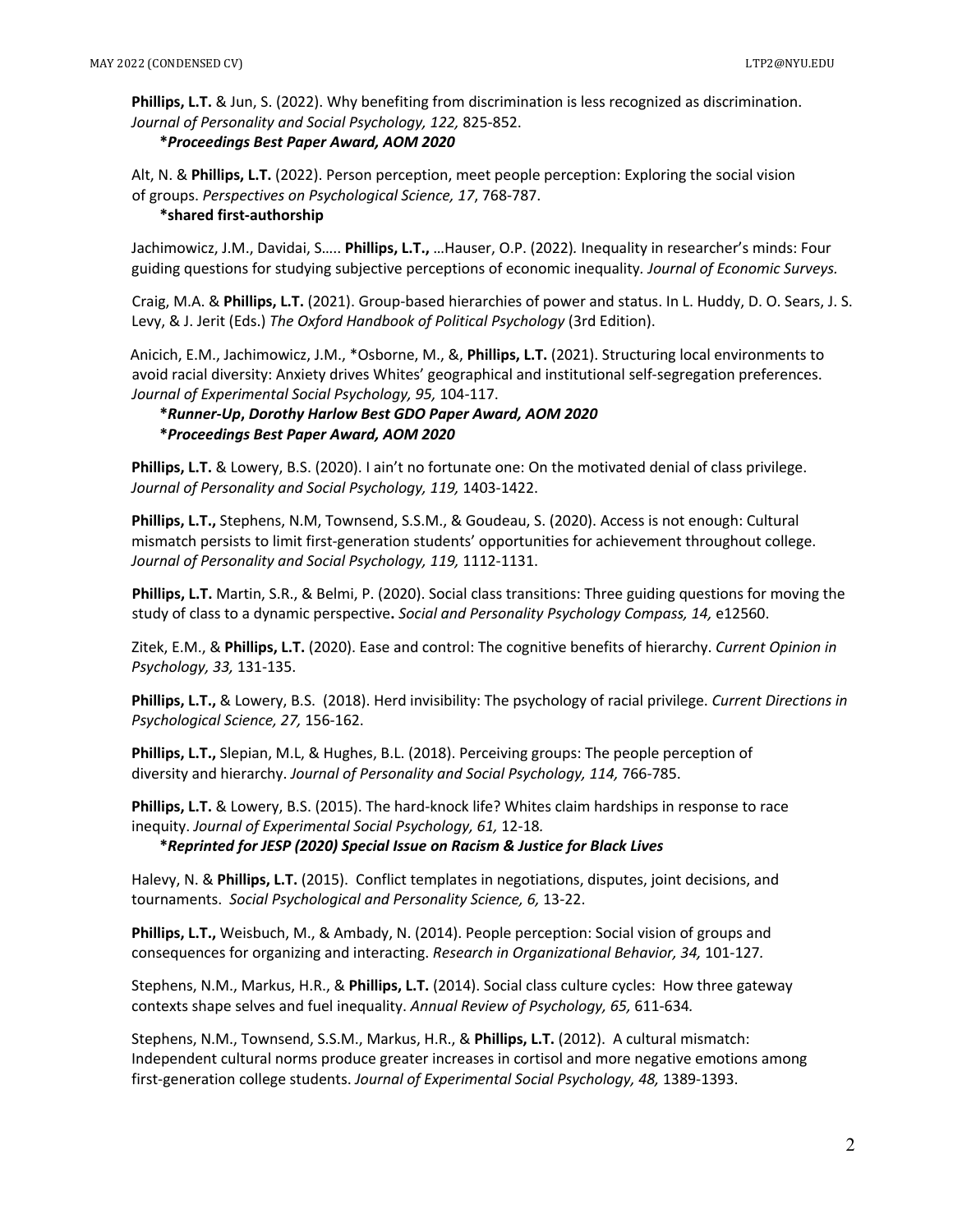**Phillips, L.T.** & Jun, S. (2022). Why benefiting from discrimination is less recognized as discrimination. *Journal of Personality and Social Psychology, 122,* 825-852.
  ***Proceedings Best Paper Award, AOM 2020***

Alt, N. & **Phillips, L.T.** (2022). Person perception, meet people perception: Exploring the social vision of groups. *Perspectives on Psychological Science, 17*, 768-787.
  ***shared first-authorship**

Jachimowicz, J.M., Davidai, S….. **Phillips, L.T.,** …Hauser, O.P. (2022). Inequality in researcher's minds: Four guiding questions for studying subjective perceptions of economic inequality. *Journal of Economic Surveys.*

Craig, M.A. & **Phillips, L.T.** (2021). Group-based hierarchies of power and status. In L. Huddy, D. O. Sears, J. S. Levy, & J. Jerit (Eds.) *The Oxford Handbook of Political Psychology* (3rd Edition).

Anicich, E.M., Jachimowicz, J.M., *Osborne, M., &, **Phillips, L.T.** (2021). Structuring local environments to avoid racial diversity: Anxiety drives Whites' geographical and institutional self-segregation preferences. *Journal of Experimental Social Psychology, 95,* 104-117.
  ***Runner-Up, Dorothy Harlow Best GDO Paper Award, AOM 2020***
  ***Proceedings Best Paper Award, AOM 2020***

**Phillips, L.T.** & Lowery, B.S. (2020). I ain't no fortunate one: On the motivated denial of class privilege. *Journal of Personality and Social Psychology, 119,* 1403-1422.

**Phillips, L.T.,** Stephens, N.M, Townsend, S.S.M., & Goudeau, S. (2020). Access is not enough: Cultural mismatch persists to limit first-generation students' opportunities for achievement throughout college. *Journal of Personality and Social Psychology, 119,* 1112-1131.

**Phillips, L.T.** Martin, S.R., & Belmi, P. (2020). Social class transitions: Three guiding questions for moving the study of class to a dynamic perspective**.** *Social and Personality Psychology Compass, 14,* e12560.

Zitek, E.M., & **Phillips, L.T.** (2020). Ease and control: The cognitive benefits of hierarchy. *Current Opinion in Psychology, 33,* 131-135.

**Phillips, L.T.,** & Lowery, B.S. (2018). Herd invisibility: The psychology of racial privilege. *Current Directions in Psychological Science, 27,* 156-162.

**Phillips, L.T.,** Slepian, M.L, & Hughes, B.L. (2018). Perceiving groups: The people perception of diversity and hierarchy. *Journal of Personality and Social Psychology, 114,* 766-785.

**Phillips, L.T.** & Lowery, B.S. (2015). The hard-knock life? Whites claim hardships in response to race inequity. *Journal of Experimental Social Psychology, 61,* 12-18.
  ***Reprinted for JESP (2020) Special Issue on Racism & Justice for Black Lives***

Halevy, N. & **Phillips, L.T.** (2015). Conflict templates in negotiations, disputes, joint decisions, and tournaments. *Social Psychological and Personality Science, 6,* 13-22.

**Phillips, L.T.,** Weisbuch, M., & Ambady, N. (2014). People perception: Social vision of groups and consequences for organizing and interacting. *Research in Organizational Behavior, 34,* 101-127.

Stephens, N.M., Markus, H.R., & **Phillips, L.T.** (2014). Social class culture cycles: How three gateway contexts shape selves and fuel inequality. *Annual Review of Psychology, 65,* 611-634.

Stephens, N.M., Townsend, S.S.M., Markus, H.R., & **Phillips, L.T.** (2012). A cultural mismatch: Independent cultural norms produce greater increases in cortisol and more negative emotions among first-generation college students. *Journal of Experimental Social Psychology, 48,* 1389-1393.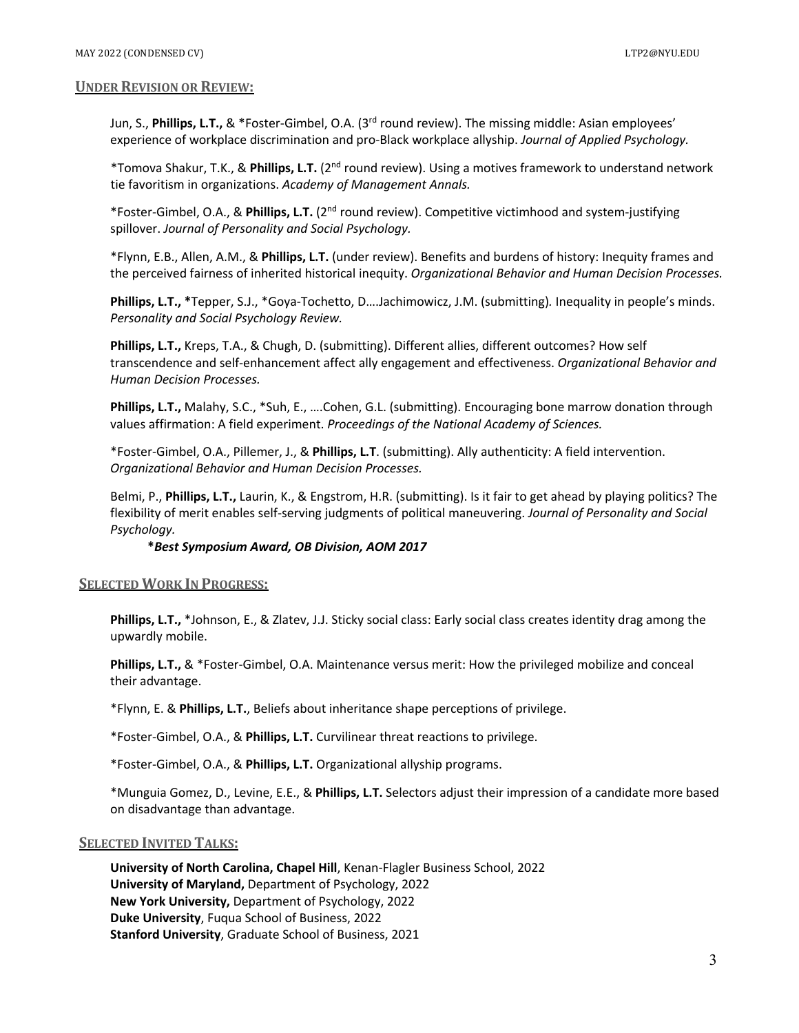## UNDER REVISION OR REVIEW:

Jun, S., **Phillips, L.T.,** & *Foster-Gimbel, O.A. (3rd round review). The missing middle: Asian employees' experience of workplace discrimination and pro-Black workplace allyship. *Journal of Applied Psychology.*

*Tomova Shakur, T.K., & **Phillips, L.T.** (2nd round review). Using a motives framework to understand network tie favoritism in organizations. *Academy of Management Annals.*

*Foster-Gimbel, O.A., & **Phillips, L.T.** (2nd round review). Competitive victimhood and system-justifying spillover. *Journal of Personality and Social Psychology.*

*Flynn, E.B., Allen, A.M., & **Phillips, L.T.** (under review). Benefits and burdens of history: Inequity frames and the perceived fairness of inherited historical inequity. *Organizational Behavior and Human Decision Processes.*

**Phillips, L.T., ***Tepper, S.J., *Goya-Tochetto, D….Jachimowicz, J.M. (submitting). Inequality in people's minds. *Personality and Social Psychology Review.*

**Phillips, L.T.,** Kreps, T.A., & Chugh, D. (submitting). Different allies, different outcomes? How self transcendence and self-enhancement affect ally engagement and effectiveness. *Organizational Behavior and Human Decision Processes.*

**Phillips, L.T.,** Malahy, S.C., *Suh, E., ….Cohen, G.L. (submitting). Encouraging bone marrow donation through values affirmation: A field experiment. *Proceedings of the National Academy of Sciences.*

*Foster-Gimbel, O.A., Pillemer, J., & **Phillips, L.T**. (submitting). Ally authenticity: A field intervention. *Organizational Behavior and Human Decision Processes.*

Belmi, P., **Phillips, L.T.,** Laurin, K., & Engstrom, H.R. (submitting). Is it fair to get ahead by playing politics? The flexibility of merit enables self-serving judgments of political maneuvering. *Journal of Personality and Social Psychology.*

***Best Symposium Award, OB Division, AOM 2017***

## SELECTED WORK IN PROGRESS:

**Phillips, L.T.,** *Johnson, E., & Zlatev, J.J. Sticky social class: Early social class creates identity drag among the upwardly mobile.

**Phillips, L.T.,** & *Foster-Gimbel, O.A. Maintenance versus merit: How the privileged mobilize and conceal their advantage.

*Flynn, E. & **Phillips, L.T.**, Beliefs about inheritance shape perceptions of privilege.

*Foster-Gimbel, O.A., & **Phillips, L.T.** Curvilinear threat reactions to privilege.

*Foster-Gimbel, O.A., & **Phillips, L.T.** Organizational allyship programs.

*Munguia Gomez, D., Levine, E.E., & **Phillips, L.T.** Selectors adjust their impression of a candidate more based on disadvantage than advantage.

## SELECTED INVITED TALKS:

**University of North Carolina, Chapel Hill**, Kenan-Flagler Business School, 2022
**University of Maryland,** Department of Psychology, 2022
**New York University,** Department of Psychology, 2022
**Duke University**, Fuqua School of Business, 2022
**Stanford University**, Graduate School of Business, 2021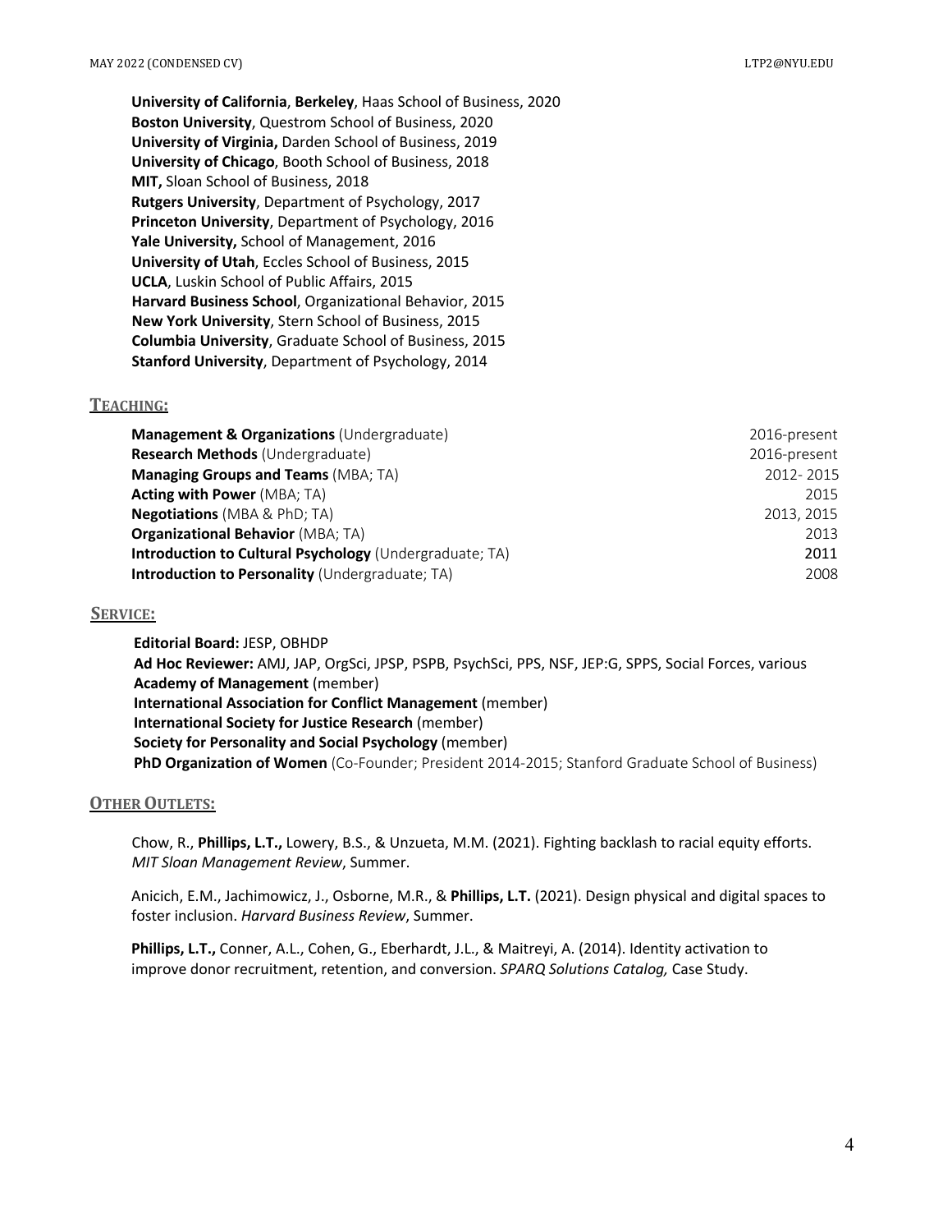**University of California**, **Berkeley**, Haas School of Business, 2020
**Boston University**, Questrom School of Business, 2020
**University of Virginia,** Darden School of Business, 2019
**University of Chicago**, Booth School of Business, 2018
**MIT,** Sloan School of Business, 2018
**Rutgers University**, Department of Psychology, 2017
**Princeton University**, Department of Psychology, 2016
**Yale University,** School of Management, 2016
**University of Utah**, Eccles School of Business, 2015
**UCLA**, Luskin School of Public Affairs, 2015
**Harvard Business School**, Organizational Behavior, 2015
**New York University**, Stern School of Business, 2015
**Columbia University**, Graduate School of Business, 2015
**Stanford University**, Department of Psychology, 2014

## TEACHING:

| | |
|---|---|
| **Management & Organizations** (Undergraduate) | 2016-present |
| **Research Methods** (Undergraduate) | 2016-present |
| **Managing Groups and Teams** (MBA; TA) | 2012- 2015 |
| **Acting with Power** (MBA; TA) | 2015 |
| **Negotiations** (MBA & PhD; TA) | 2013, 2015 |
| **Organizational Behavior** (MBA; TA) | 2013 |
| **Introduction to Cultural Psychology** (Undergraduate; TA) | 2011 |
| **Introduction to Personality** (Undergraduate; TA) | 2008 |

## SERVICE:

**Editorial Board:** JESP, OBHDP
**Ad Hoc Reviewer:** AMJ, JAP, OrgSci, JPSP, PSPB, PsychSci, PPS, NSF, JEP:G, SPPS, Social Forces, various
**Academy of Management** (member)
**International Association for Conflict Management** (member)
**International Society for Justice Research** (member)
**Society for Personality and Social Psychology** (member)
**PhD Organization of Women** (Co-Founder; President 2014-2015; Stanford Graduate School of Business)

## OTHER OUTLETS:

Chow, R., **Phillips, L.T.,** Lowery, B.S., & Unzueta, M.M. (2021). Fighting backlash to racial equity efforts. *MIT Sloan Management Review*, Summer.

Anicich, E.M., Jachimowicz, J., Osborne, M.R., & **Phillips, L.T.** (2021). Design physical and digital spaces to foster inclusion. *Harvard Business Review*, Summer.

**Phillips, L.T.,** Conner, A.L., Cohen, G., Eberhardt, J.L., & Maitreyi, A. (2014). Identity activation to improve donor recruitment, retention, and conversion. *SPARQ Solutions Catalog,* Case Study.